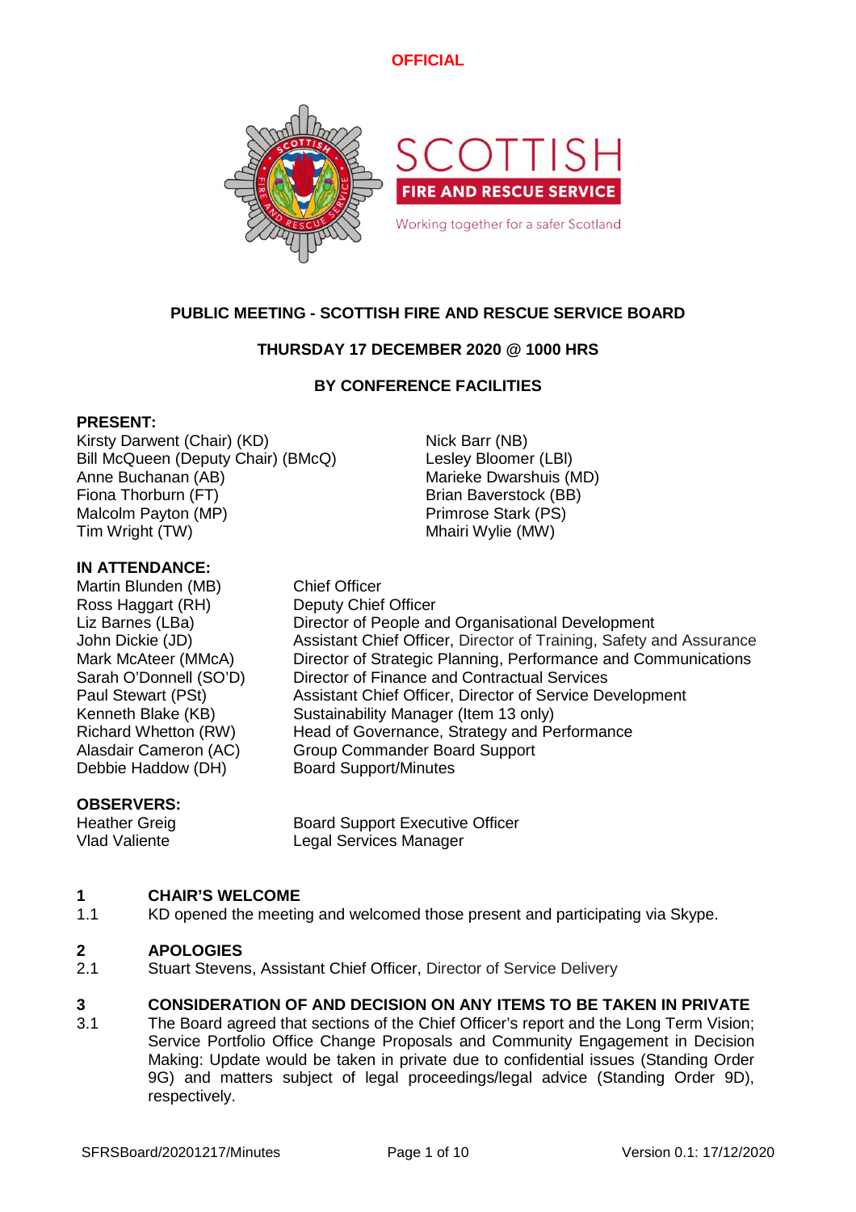OFFICIAL

SCOTTISH
FIRE AND RESCUE SERVICE
Working together for a safer Scotland

# PUBLIC MEETING - SCOTTISH FIRE AND RESCUE SERVICE BOARD

**THURSDAY 17 DECEMBER 2020 @ 1000 HRS**

**BY CONFERENCE FACILITIES**

**PRESENT:**

Kirsty Darwent (Chair) (KD)
Bill McQueen (Deputy Chair) (BMcQ)
Anne Buchanan (AB)
Fiona Thorburn (FT)
Malcolm Payton (MP)
Tim Wright (TW)
Nick Barr (NB)
Lesley Bloomer (LBl)
Marieke Dwarshuis (MD)
Brian Baverstock (BB)
Primrose Stark (PS)
Mhairi Wylie (MW)

**IN ATTENDANCE:**

| | |
|---|---|
| Martin Blunden (MB) | Chief Officer |
| Ross Haggart (RH) | Deputy Chief Officer |
| Liz Barnes (LBa) | Director of People and Organisational Development |
| John Dickie (JD) | Assistant Chief Officer, Director of Training, Safety and Assurance |
| Mark McAteer (MMcA) | Director of Strategic Planning, Performance and Communications |
| Sarah O'Donnell (SO'D) | Director of Finance and Contractual Services |
| Paul Stewart (PSt) | Assistant Chief Officer, Director of Service Development |
| Kenneth Blake (KB) | Sustainability Manager (Item 13 only) |
| Richard Whetton (RW) | Head of Governance, Strategy and Performance |
| Alasdair Cameron (AC) | Group Commander Board Support |
| Debbie Haddow (DH) | Board Support/Minutes |

**OBSERVERS:**

| | |
|---|---|
| Heather Greig | Board Support Executive Officer |
| Vlad Valiente | Legal Services Manager |

## 1 CHAIR'S WELCOME

1.1 KD opened the meeting and welcomed those present and participating via Skype.

## 2 APOLOGIES

2.1 Stuart Stevens, Assistant Chief Officer, Director of Service Delivery

## 3 CONSIDERATION OF AND DECISION ON ANY ITEMS TO BE TAKEN IN PRIVATE

3.1 The Board agreed that sections of the Chief Officer's report and the Long Term Vision; Service Portfolio Office Change Proposals and Community Engagement in Decision Making: Update would be taken in private due to confidential issues (Standing Order 9G) and matters subject of legal proceedings/legal advice (Standing Order 9D), respectively.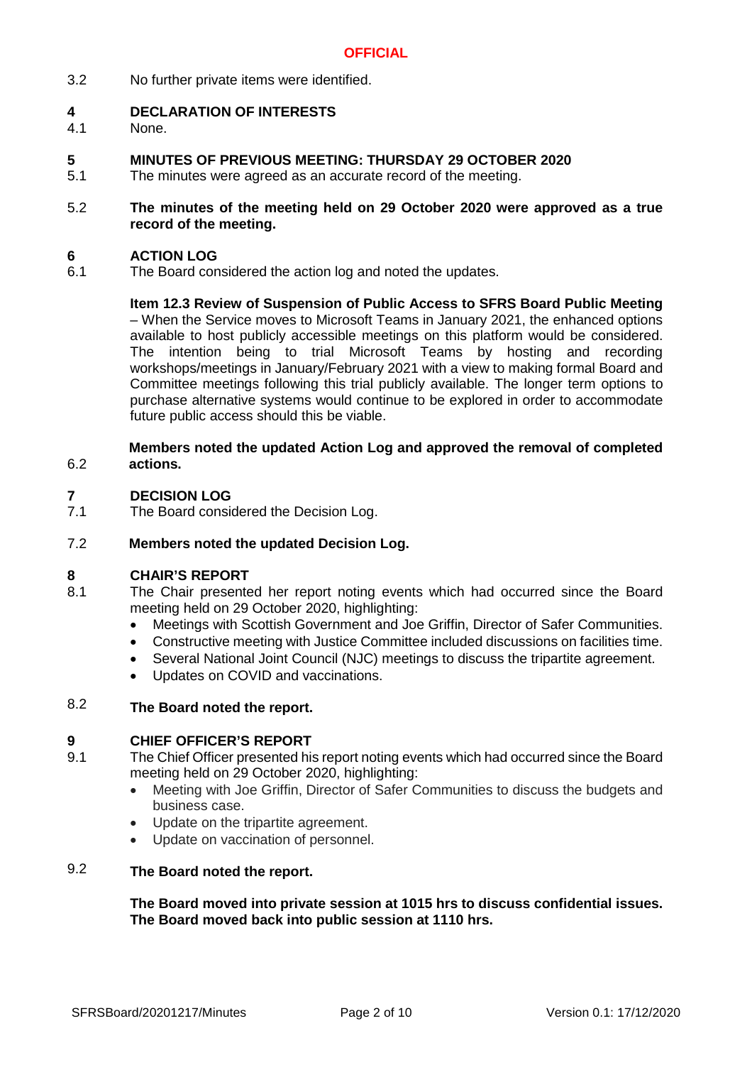3.2 No further private items were identified.

## 4 DECLARATION OF INTERESTS

4.1 None.

## 5 MINUTES OF PREVIOUS MEETING: THURSDAY 29 OCTOBER 2020

5.1 The minutes were agreed as an accurate record of the meeting.

5.2 **The minutes of the meeting held on 29 October 2020 were approved as a true record of the meeting.**

## 6 ACTION LOG

6.1 The Board considered the action log and noted the updates.

**Item 12.3 Review of Suspension of Public Access to SFRS Board Public Meeting** – When the Service moves to Microsoft Teams in January 2021, the enhanced options available to host publicly accessible meetings on this platform would be considered. The intention being to trial Microsoft Teams by hosting and recording workshops/meetings in January/February 2021 with a view to making formal Board and Committee meetings following this trial publicly available. The longer term options to purchase alternative systems would continue to be explored in order to accommodate future public access should this be viable.

6.2 **Members noted the updated Action Log and approved the removal of completed actions.**

## 7 DECISION LOG

7.1 The Board considered the Decision Log.

7.2 **Members noted the updated Decision Log.**

## 8 CHAIR'S REPORT

8.1 The Chair presented her report noting events which had occurred since the Board meeting held on 29 October 2020, highlighting:

- Meetings with Scottish Government and Joe Griffin, Director of Safer Communities.
- Constructive meeting with Justice Committee included discussions on facilities time.
- Several National Joint Council (NJC) meetings to discuss the tripartite agreement.
- Updates on COVID and vaccinations.

8.2 **The Board noted the report.**

## 9 CHIEF OFFICER'S REPORT

9.1 The Chief Officer presented his report noting events which had occurred since the Board meeting held on 29 October 2020, highlighting:

- Meeting with Joe Griffin, Director of Safer Communities to discuss the budgets and business case.
- Update on the tripartite agreement.
- Update on vaccination of personnel.

9.2 **The Board noted the report.**

**The Board moved into private session at 1015 hrs to discuss confidential issues. The Board moved back into public session at 1110 hrs.**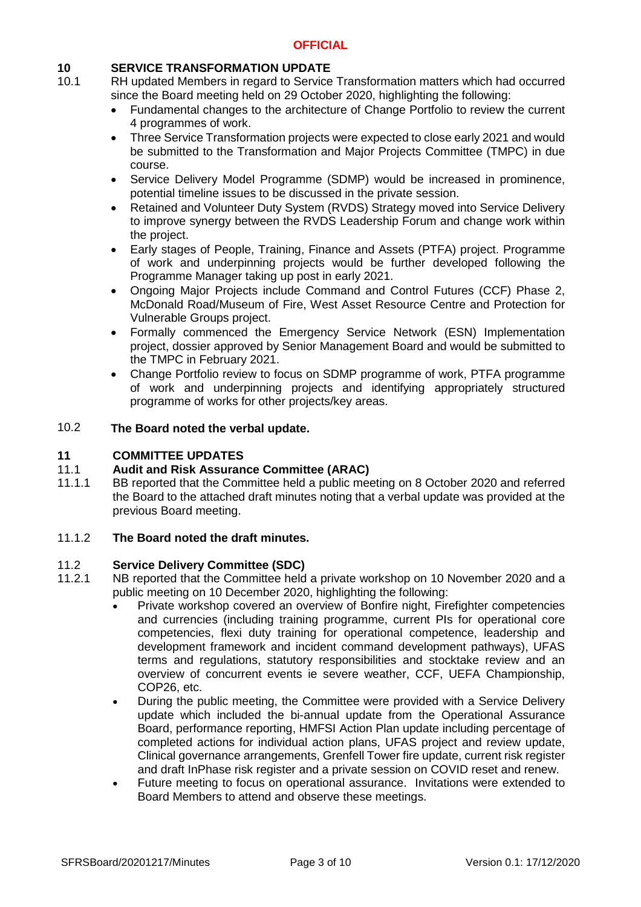**OFFICIAL**

## 10 SERVICE TRANSFORMATION UPDATE

10.1 RH updated Members in regard to Service Transformation matters which had occurred since the Board meeting held on 29 October 2020, highlighting the following:

- Fundamental changes to the architecture of Change Portfolio to review the current 4 programmes of work.
- Three Service Transformation projects were expected to close early 2021 and would be submitted to the Transformation and Major Projects Committee (TMPC) in due course.
- Service Delivery Model Programme (SDMP) would be increased in prominence, potential timeline issues to be discussed in the private session.
- Retained and Volunteer Duty System (RVDS) Strategy moved into Service Delivery to improve synergy between the RVDS Leadership Forum and change work within the project.
- Early stages of People, Training, Finance and Assets (PTFA) project. Programme of work and underpinning projects would be further developed following the Programme Manager taking up post in early 2021.
- Ongoing Major Projects include Command and Control Futures (CCF) Phase 2, McDonald Road/Museum of Fire, West Asset Resource Centre and Protection for Vulnerable Groups project.
- Formally commenced the Emergency Service Network (ESN) Implementation project, dossier approved by Senior Management Board and would be submitted to the TMPC in February 2021.
- Change Portfolio review to focus on SDMP programme of work, PTFA programme of work and underpinning projects and identifying appropriately structured programme of works for other projects/key areas.

10.2 **The Board noted the verbal update.**

## 11 COMMITTEE UPDATES

### 11.1 Audit and Risk Assurance Committee (ARAC)

11.1.1 BB reported that the Committee held a public meeting on 8 October 2020 and referred the Board to the attached draft minutes noting that a verbal update was provided at the previous Board meeting.

11.1.2 **The Board noted the draft minutes.**

### 11.2 Service Delivery Committee (SDC)

11.2.1 NB reported that the Committee held a private workshop on 10 November 2020 and a public meeting on 10 December 2020, highlighting the following:

- Private workshop covered an overview of Bonfire night, Firefighter competencies and currencies (including training programme, current PIs for operational core competencies, flexi duty training for operational competence, leadership and development framework and incident command development pathways), UFAS terms and regulations, statutory responsibilities and stocktake review and an overview of concurrent events ie severe weather, CCF, UEFA Championship, COP26, etc.
- During the public meeting, the Committee were provided with a Service Delivery update which included the bi-annual update from the Operational Assurance Board, performance reporting, HMFSI Action Plan update including percentage of completed actions for individual action plans, UFAS project and review update, Clinical governance arrangements, Grenfell Tower fire update, current risk register and draft InPhase risk register and a private session on COVID reset and renew.
- Future meeting to focus on operational assurance. Invitations were extended to Board Members to attend and observe these meetings.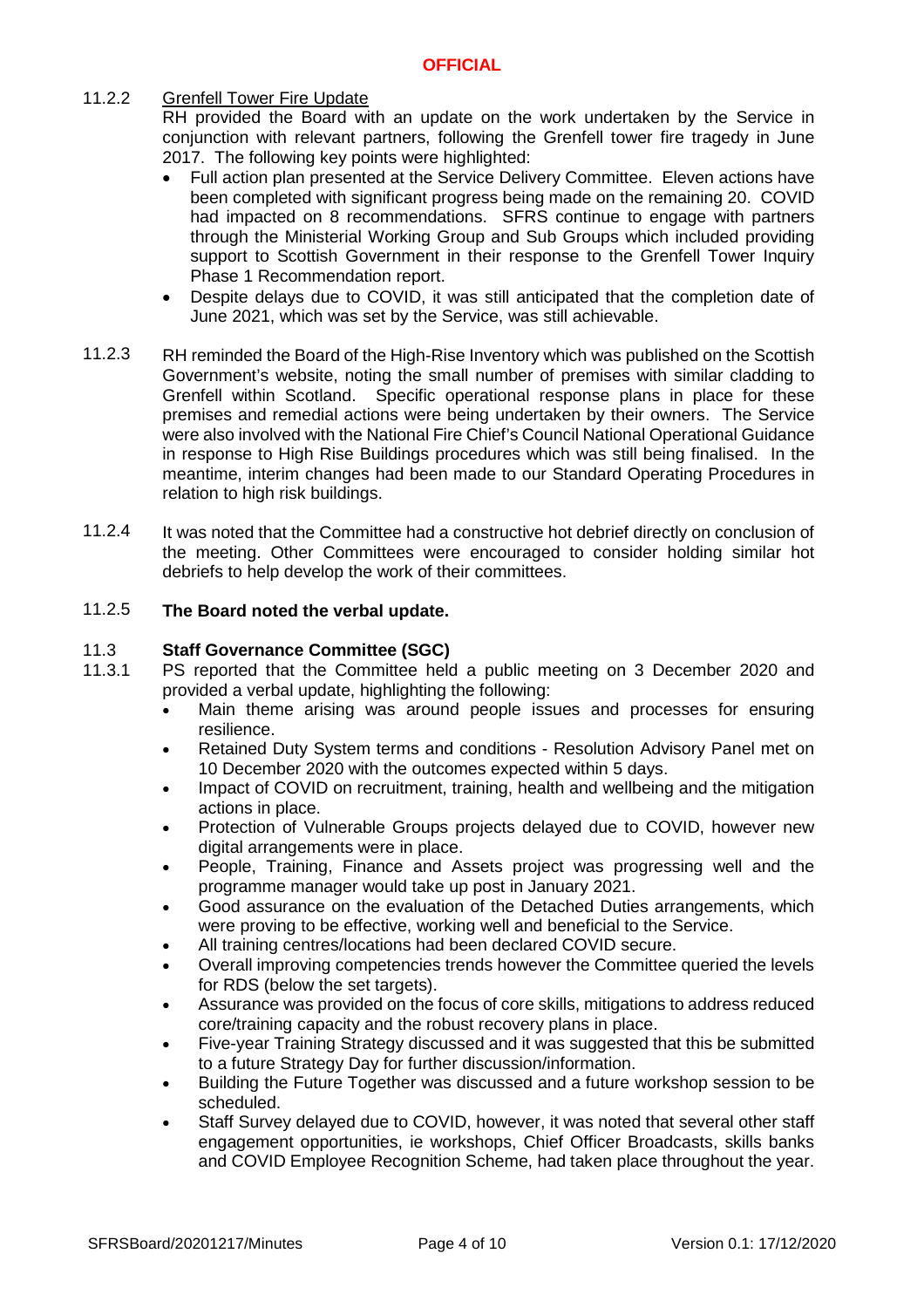**OFFICIAL**

11.2.2 Grenfell Tower Fire Update

RH provided the Board with an update on the work undertaken by the Service in conjunction with relevant partners, following the Grenfell tower fire tragedy in June 2017. The following key points were highlighted:

- Full action plan presented at the Service Delivery Committee. Eleven actions have been completed with significant progress being made on the remaining 20. COVID had impacted on 8 recommendations. SFRS continue to engage with partners through the Ministerial Working Group and Sub Groups which included providing support to Scottish Government in their response to the Grenfell Tower Inquiry Phase 1 Recommendation report.
- Despite delays due to COVID, it was still anticipated that the completion date of June 2021, which was set by the Service, was still achievable.

11.2.3 RH reminded the Board of the High-Rise Inventory which was published on the Scottish Government's website, noting the small number of premises with similar cladding to Grenfell within Scotland. Specific operational response plans in place for these premises and remedial actions were being undertaken by their owners. The Service were also involved with the National Fire Chief's Council National Operational Guidance in response to High Rise Buildings procedures which was still being finalised. In the meantime, interim changes had been made to our Standard Operating Procedures in relation to high risk buildings.

11.2.4 It was noted that the Committee had a constructive hot debrief directly on conclusion of the meeting. Other Committees were encouraged to consider holding similar hot debriefs to help develop the work of their committees.

11.2.5 **The Board noted the verbal update.**

11.3 **Staff Governance Committee (SGC)**

11.3.1 PS reported that the Committee held a public meeting on 3 December 2020 and provided a verbal update, highlighting the following:

- Main theme arising was around people issues and processes for ensuring resilience.
- Retained Duty System terms and conditions - Resolution Advisory Panel met on 10 December 2020 with the outcomes expected within 5 days.
- Impact of COVID on recruitment, training, health and wellbeing and the mitigation actions in place.
- Protection of Vulnerable Groups projects delayed due to COVID, however new digital arrangements were in place.
- People, Training, Finance and Assets project was progressing well and the programme manager would take up post in January 2021.
- Good assurance on the evaluation of the Detached Duties arrangements, which were proving to be effective, working well and beneficial to the Service.
- All training centres/locations had been declared COVID secure.
- Overall improving competencies trends however the Committee queried the levels for RDS (below the set targets).
- Assurance was provided on the focus of core skills, mitigations to address reduced core/training capacity and the robust recovery plans in place.
- Five-year Training Strategy discussed and it was suggested that this be submitted to a future Strategy Day for further discussion/information.
- Building the Future Together was discussed and a future workshop session to be scheduled.
- Staff Survey delayed due to COVID, however, it was noted that several other staff engagement opportunities, ie workshops, Chief Officer Broadcasts, skills banks and COVID Employee Recognition Scheme, had taken place throughout the year.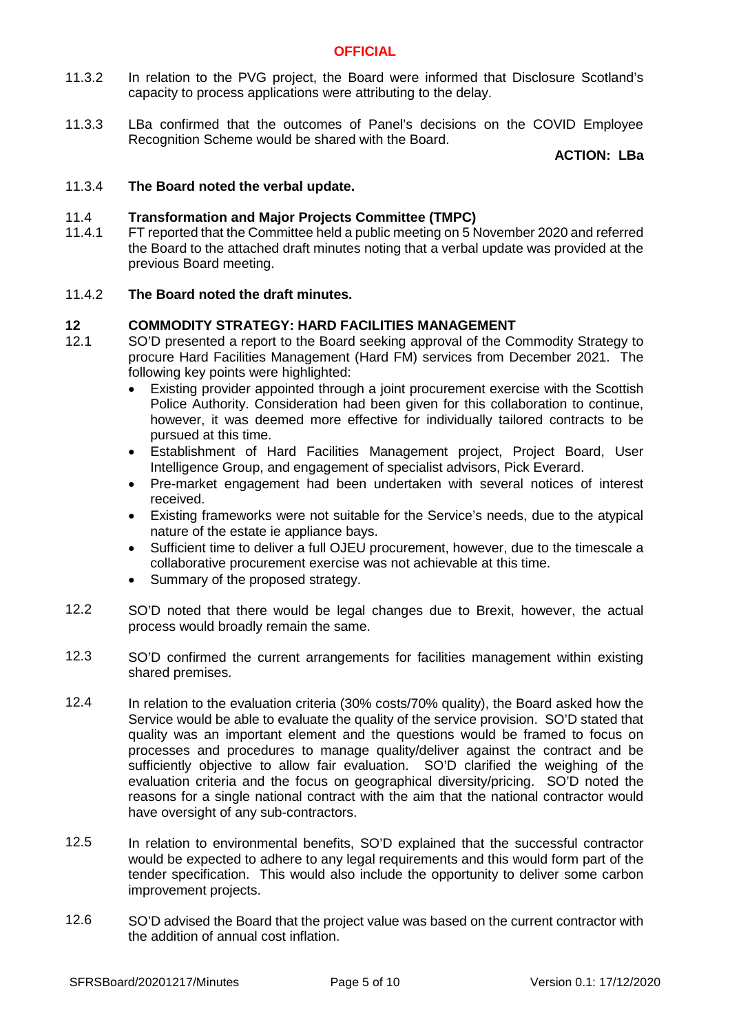11.3.2 In relation to the PVG project, the Board were informed that Disclosure Scotland's capacity to process applications were attributing to the delay.

11.3.3 LBa confirmed that the outcomes of Panel's decisions on the COVID Employee Recognition Scheme would be shared with the Board.

**ACTION: LBa**

11.3.4 **The Board noted the verbal update.**

11.4 **Transformation and Major Projects Committee (TMPC)**

11.4.1 FT reported that the Committee held a public meeting on 5 November 2020 and referred the Board to the attached draft minutes noting that a verbal update was provided at the previous Board meeting.

11.4.2 **The Board noted the draft minutes.**

## 12 COMMODITY STRATEGY: HARD FACILITIES MANAGEMENT

12.1 SO'D presented a report to the Board seeking approval of the Commodity Strategy to procure Hard Facilities Management (Hard FM) services from December 2021. The following key points were highlighted:

- Existing provider appointed through a joint procurement exercise with the Scottish Police Authority. Consideration had been given for this collaboration to continue, however, it was deemed more effective for individually tailored contracts to be pursued at this time.
- Establishment of Hard Facilities Management project, Project Board, User Intelligence Group, and engagement of specialist advisors, Pick Everard.
- Pre-market engagement had been undertaken with several notices of interest received.
- Existing frameworks were not suitable for the Service's needs, due to the atypical nature of the estate ie appliance bays.
- Sufficient time to deliver a full OJEU procurement, however, due to the timescale a collaborative procurement exercise was not achievable at this time.
- Summary of the proposed strategy.

12.2 SO'D noted that there would be legal changes due to Brexit, however, the actual process would broadly remain the same.

12.3 SO'D confirmed the current arrangements for facilities management within existing shared premises.

12.4 In relation to the evaluation criteria (30% costs/70% quality), the Board asked how the Service would be able to evaluate the quality of the service provision. SO'D stated that quality was an important element and the questions would be framed to focus on processes and procedures to manage quality/deliver against the contract and be sufficiently objective to allow fair evaluation. SO'D clarified the weighing of the evaluation criteria and the focus on geographical diversity/pricing. SO'D noted the reasons for a single national contract with the aim that the national contractor would have oversight of any sub-contractors.

12.5 In relation to environmental benefits, SO'D explained that the successful contractor would be expected to adhere to any legal requirements and this would form part of the tender specification. This would also include the opportunity to deliver some carbon improvement projects.

12.6 SO'D advised the Board that the project value was based on the current contractor with the addition of annual cost inflation.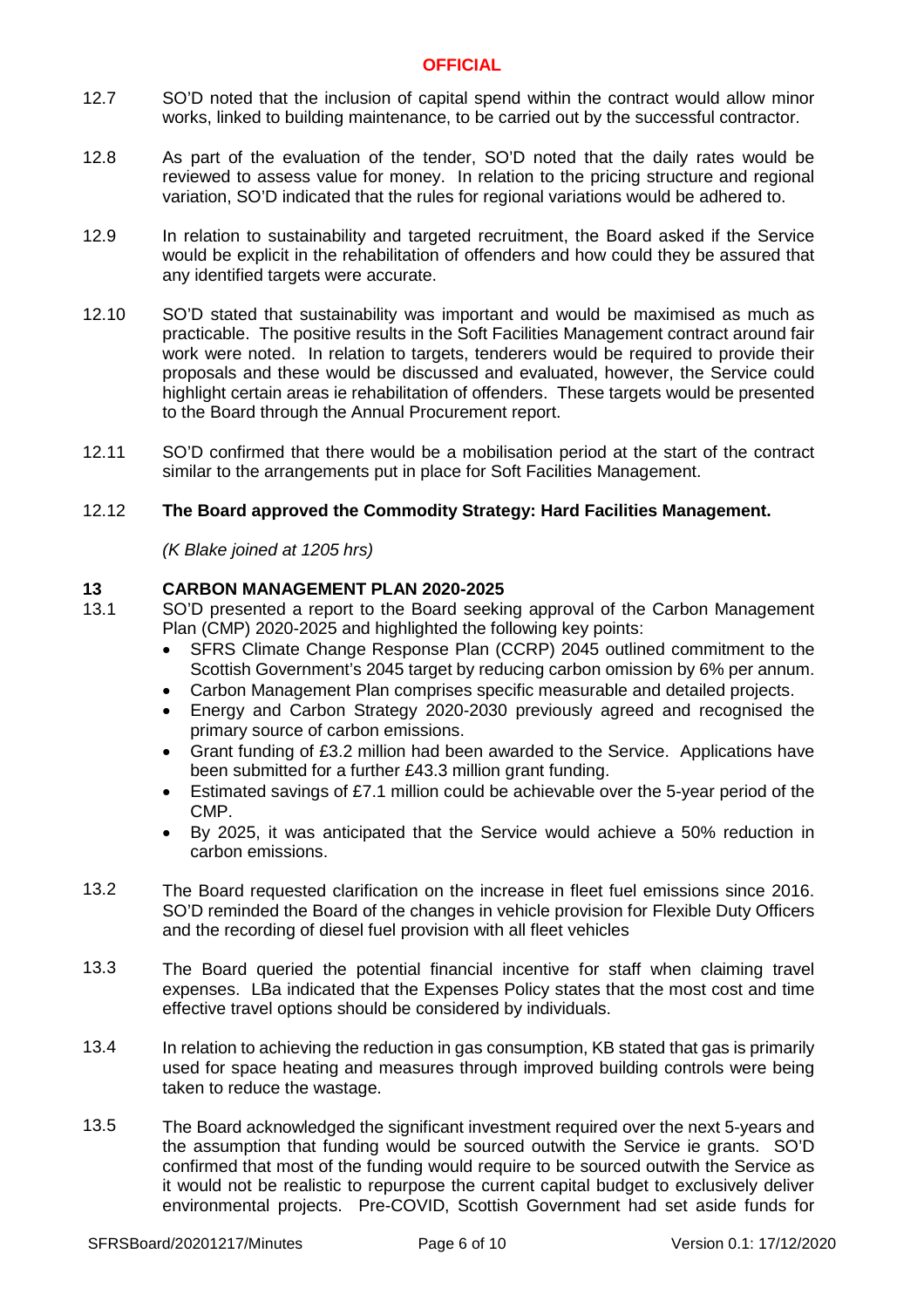12.7 SO'D noted that the inclusion of capital spend within the contract would allow minor works, linked to building maintenance, to be carried out by the successful contractor.

12.8 As part of the evaluation of the tender, SO'D noted that the daily rates would be reviewed to assess value for money. In relation to the pricing structure and regional variation, SO'D indicated that the rules for regional variations would be adhered to.

12.9 In relation to sustainability and targeted recruitment, the Board asked if the Service would be explicit in the rehabilitation of offenders and how could they be assured that any identified targets were accurate.

12.10 SO'D stated that sustainability was important and would be maximised as much as practicable. The positive results in the Soft Facilities Management contract around fair work were noted. In relation to targets, tenderers would be required to provide their proposals and these would be discussed and evaluated, however, the Service could highlight certain areas ie rehabilitation of offenders. These targets would be presented to the Board through the Annual Procurement report.

12.11 SO'D confirmed that there would be a mobilisation period at the start of the contract similar to the arrangements put in place for Soft Facilities Management.

12.12 **The Board approved the Commodity Strategy: Hard Facilities Management.**

*(K Blake joined at 1205 hrs)*

## 13 CARBON MANAGEMENT PLAN 2020-2025

13.1 SO'D presented a report to the Board seeking approval of the Carbon Management Plan (CMP) 2020-2025 and highlighted the following key points:

- SFRS Climate Change Response Plan (CCRP) 2045 outlined commitment to the Scottish Government's 2045 target by reducing carbon omission by 6% per annum.
- Carbon Management Plan comprises specific measurable and detailed projects.
- Energy and Carbon Strategy 2020-2030 previously agreed and recognised the primary source of carbon emissions.
- Grant funding of £3.2 million had been awarded to the Service. Applications have been submitted for a further £43.3 million grant funding.
- Estimated savings of £7.1 million could be achievable over the 5-year period of the CMP.
- By 2025, it was anticipated that the Service would achieve a 50% reduction in carbon emissions.

13.2 The Board requested clarification on the increase in fleet fuel emissions since 2016. SO'D reminded the Board of the changes in vehicle provision for Flexible Duty Officers and the recording of diesel fuel provision with all fleet vehicles

13.3 The Board queried the potential financial incentive for staff when claiming travel expenses. LBa indicated that the Expenses Policy states that the most cost and time effective travel options should be considered by individuals.

13.4 In relation to achieving the reduction in gas consumption, KB stated that gas is primarily used for space heating and measures through improved building controls were being taken to reduce the wastage.

13.5 The Board acknowledged the significant investment required over the next 5-years and the assumption that funding would be sourced outwith the Service ie grants. SO'D confirmed that most of the funding would require to be sourced outwith the Service as it would not be realistic to repurpose the current capital budget to exclusively deliver environmental projects. Pre-COVID, Scottish Government had set aside funds for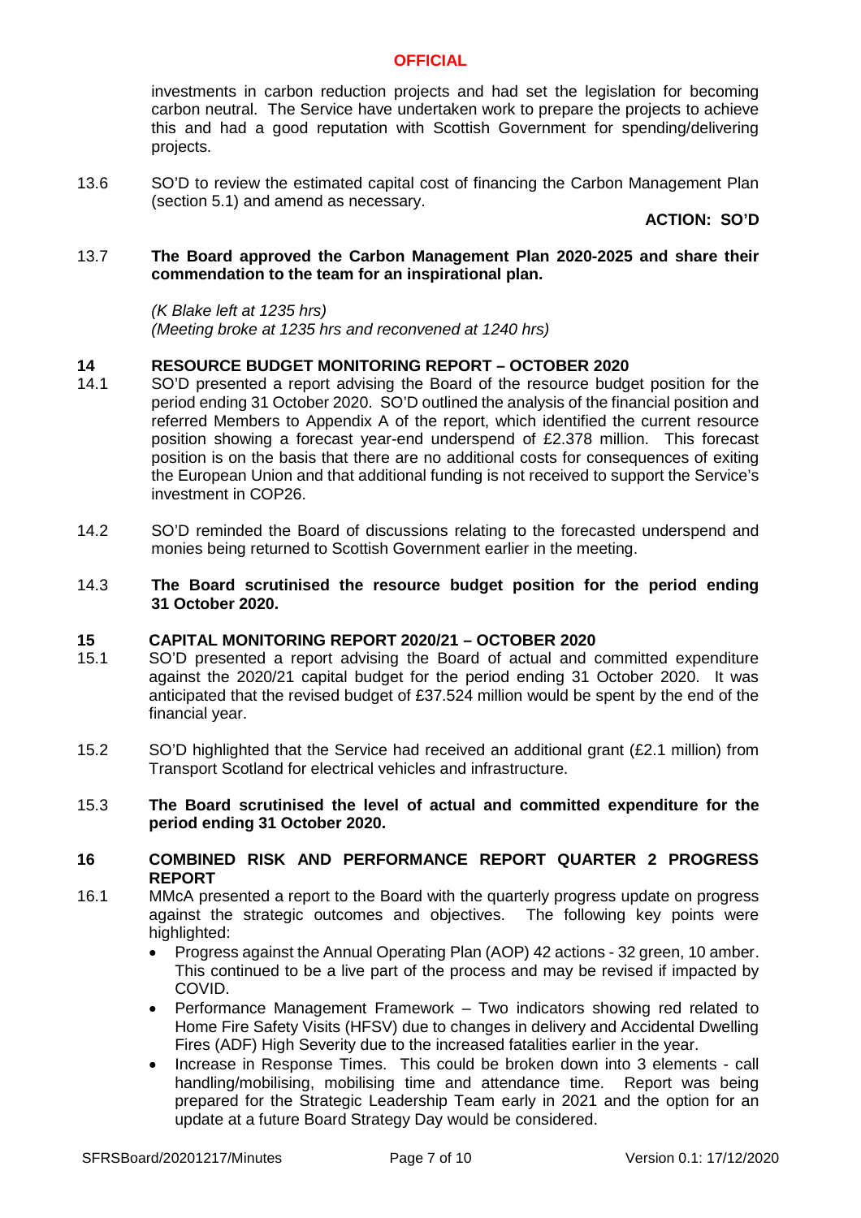investments in carbon reduction projects and had set the legislation for becoming carbon neutral. The Service have undertaken work to prepare the projects to achieve this and had a good reputation with Scottish Government for spending/delivering projects.

13.6 SO'D to review the estimated capital cost of financing the Carbon Management Plan (section 5.1) and amend as necessary.

**ACTION: SO'D**

13.7 **The Board approved the Carbon Management Plan 2020-2025 and share their commendation to the team for an inspirational plan.**

*(K Blake left at 1235 hrs)*
*(Meeting broke at 1235 hrs and reconvened at 1240 hrs)*

## 14 RESOURCE BUDGET MONITORING REPORT – OCTOBER 2020

14.1 SO'D presented a report advising the Board of the resource budget position for the period ending 31 October 2020. SO'D outlined the analysis of the financial position and referred Members to Appendix A of the report, which identified the current resource position showing a forecast year-end underspend of £2.378 million. This forecast position is on the basis that there are no additional costs for consequences of exiting the European Union and that additional funding is not received to support the Service's investment in COP26.

14.2 SO'D reminded the Board of discussions relating to the forecasted underspend and monies being returned to Scottish Government earlier in the meeting.

14.3 **The Board scrutinised the resource budget position for the period ending 31 October 2020.**

## 15 CAPITAL MONITORING REPORT 2020/21 – OCTOBER 2020

15.1 SO'D presented a report advising the Board of actual and committed expenditure against the 2020/21 capital budget for the period ending 31 October 2020. It was anticipated that the revised budget of £37.524 million would be spent by the end of the financial year.

15.2 SO'D highlighted that the Service had received an additional grant (£2.1 million) from Transport Scotland for electrical vehicles and infrastructure.

15.3 **The Board scrutinised the level of actual and committed expenditure for the period ending 31 October 2020.**

## 16 COMBINED RISK AND PERFORMANCE REPORT QUARTER 2 PROGRESS REPORT

16.1 MMcA presented a report to the Board with the quarterly progress update on progress against the strategic outcomes and objectives. The following key points were highlighted:

- Progress against the Annual Operating Plan (AOP) 42 actions - 32 green, 10 amber. This continued to be a live part of the process and may be revised if impacted by COVID.
- Performance Management Framework – Two indicators showing red related to Home Fire Safety Visits (HFSV) due to changes in delivery and Accidental Dwelling Fires (ADF) High Severity due to the increased fatalities earlier in the year.
- Increase in Response Times. This could be broken down into 3 elements - call handling/mobilising, mobilising time and attendance time. Report was being prepared for the Strategic Leadership Team early in 2021 and the option for an update at a future Board Strategy Day would be considered.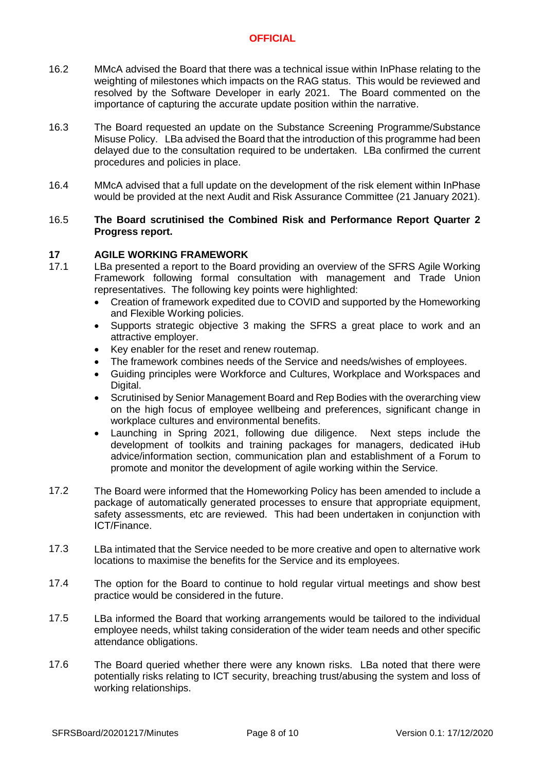16.2 MMcA advised the Board that there was a technical issue within InPhase relating to the weighting of milestones which impacts on the RAG status. This would be reviewed and resolved by the Software Developer in early 2021. The Board commented on the importance of capturing the accurate update position within the narrative.

16.3 The Board requested an update on the Substance Screening Programme/Substance Misuse Policy. LBa advised the Board that the introduction of this programme had been delayed due to the consultation required to be undertaken. LBa confirmed the current procedures and policies in place.

16.4 MMcA advised that a full update on the development of the risk element within InPhase would be provided at the next Audit and Risk Assurance Committee (21 January 2021).

16.5 **The Board scrutinised the Combined Risk and Performance Report Quarter 2 Progress report.**

## 17 AGILE WORKING FRAMEWORK

17.1 LBa presented a report to the Board providing an overview of the SFRS Agile Working Framework following formal consultation with management and Trade Union representatives. The following key points were highlighted:

- Creation of framework expedited due to COVID and supported by the Homeworking and Flexible Working policies.
- Supports strategic objective 3 making the SFRS a great place to work and an attractive employer.
- Key enabler for the reset and renew routemap.
- The framework combines needs of the Service and needs/wishes of employees.
- Guiding principles were Workforce and Cultures, Workplace and Workspaces and Digital.
- Scrutinised by Senior Management Board and Rep Bodies with the overarching view on the high focus of employee wellbeing and preferences, significant change in workplace cultures and environmental benefits.
- Launching in Spring 2021, following due diligence. Next steps include the development of toolkits and training packages for managers, dedicated iHub advice/information section, communication plan and establishment of a Forum to promote and monitor the development of agile working within the Service.

17.2 The Board were informed that the Homeworking Policy has been amended to include a package of automatically generated processes to ensure that appropriate equipment, safety assessments, etc are reviewed. This had been undertaken in conjunction with ICT/Finance.

17.3 LBa intimated that the Service needed to be more creative and open to alternative work locations to maximise the benefits for the Service and its employees.

17.4 The option for the Board to continue to hold regular virtual meetings and show best practice would be considered in the future.

17.5 LBa informed the Board that working arrangements would be tailored to the individual employee needs, whilst taking consideration of the wider team needs and other specific attendance obligations.

17.6 The Board queried whether there were any known risks. LBa noted that there were potentially risks relating to ICT security, breaching trust/abusing the system and loss of working relationships.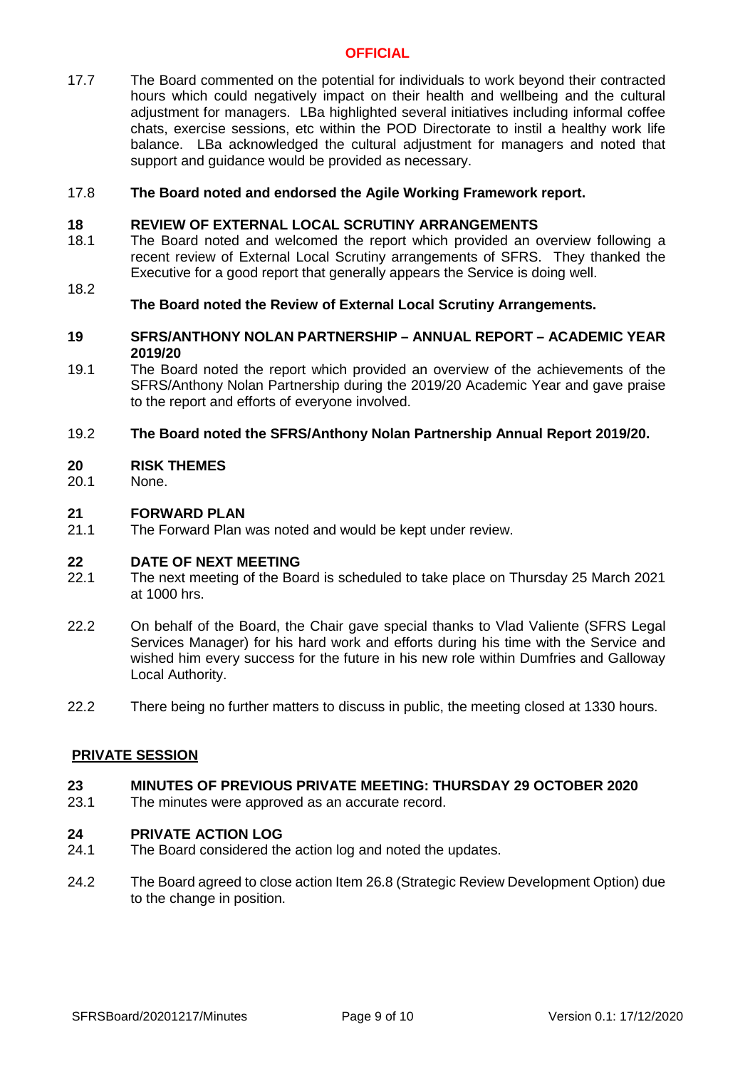17.7 The Board commented on the potential for individuals to work beyond their contracted hours which could negatively impact on their health and wellbeing and the cultural adjustment for managers. LBa highlighted several initiatives including informal coffee chats, exercise sessions, etc within the POD Directorate to instil a healthy work life balance. LBa acknowledged the cultural adjustment for managers and noted that support and guidance would be provided as necessary.

17.8 **The Board noted and endorsed the Agile Working Framework report.**

## 18 REVIEW OF EXTERNAL LOCAL SCRUTINY ARRANGEMENTS

18.1 The Board noted and welcomed the report which provided an overview following a recent review of External Local Scrutiny arrangements of SFRS. They thanked the Executive for a good report that generally appears the Service is doing well.

18.2 **The Board noted the Review of External Local Scrutiny Arrangements.**

## 19 SFRS/ANTHONY NOLAN PARTNERSHIP – ANNUAL REPORT – ACADEMIC YEAR 2019/20

19.1 The Board noted the report which provided an overview of the achievements of the SFRS/Anthony Nolan Partnership during the 2019/20 Academic Year and gave praise to the report and efforts of everyone involved.

19.2 **The Board noted the SFRS/Anthony Nolan Partnership Annual Report 2019/20.**

## 20 RISK THEMES

20.1 None.

## 21 FORWARD PLAN

21.1 The Forward Plan was noted and would be kept under review.

## 22 DATE OF NEXT MEETING

22.1 The next meeting of the Board is scheduled to take place on Thursday 25 March 2021 at 1000 hrs.

22.2 On behalf of the Board, the Chair gave special thanks to Vlad Valiente (SFRS Legal Services Manager) for his hard work and efforts during his time with the Service and wished him every success for the future in his new role within Dumfries and Galloway Local Authority.

22.2 There being no further matters to discuss in public, the meeting closed at 1330 hours.

## PRIVATE SESSION

## 23 MINUTES OF PREVIOUS PRIVATE MEETING: THURSDAY 29 OCTOBER 2020

23.1 The minutes were approved as an accurate record.

## 24 PRIVATE ACTION LOG

24.1 The Board considered the action log and noted the updates.

24.2 The Board agreed to close action Item 26.8 (Strategic Review Development Option) due to the change in position.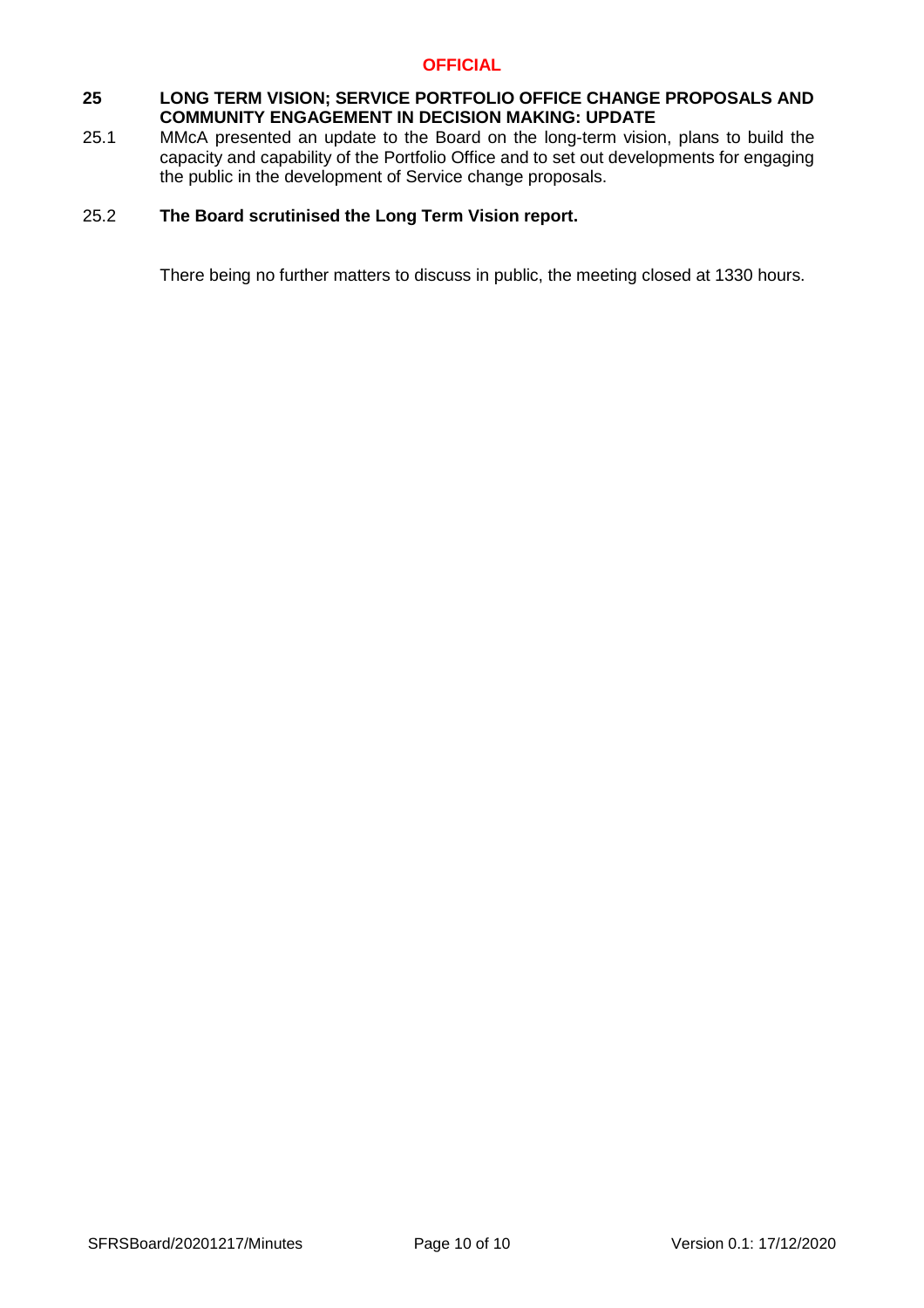**25 LONG TERM VISION; SERVICE PORTFOLIO OFFICE CHANGE PROPOSALS AND COMMUNITY ENGAGEMENT IN DECISION MAKING: UPDATE**

25.1 MMcA presented an update to the Board on the long-term vision, plans to build the capacity and capability of the Portfolio Office and to set out developments for engaging the public in the development of Service change proposals.

25.2 **The Board scrutinised the Long Term Vision report.**

There being no further matters to discuss in public, the meeting closed at 1330 hours.